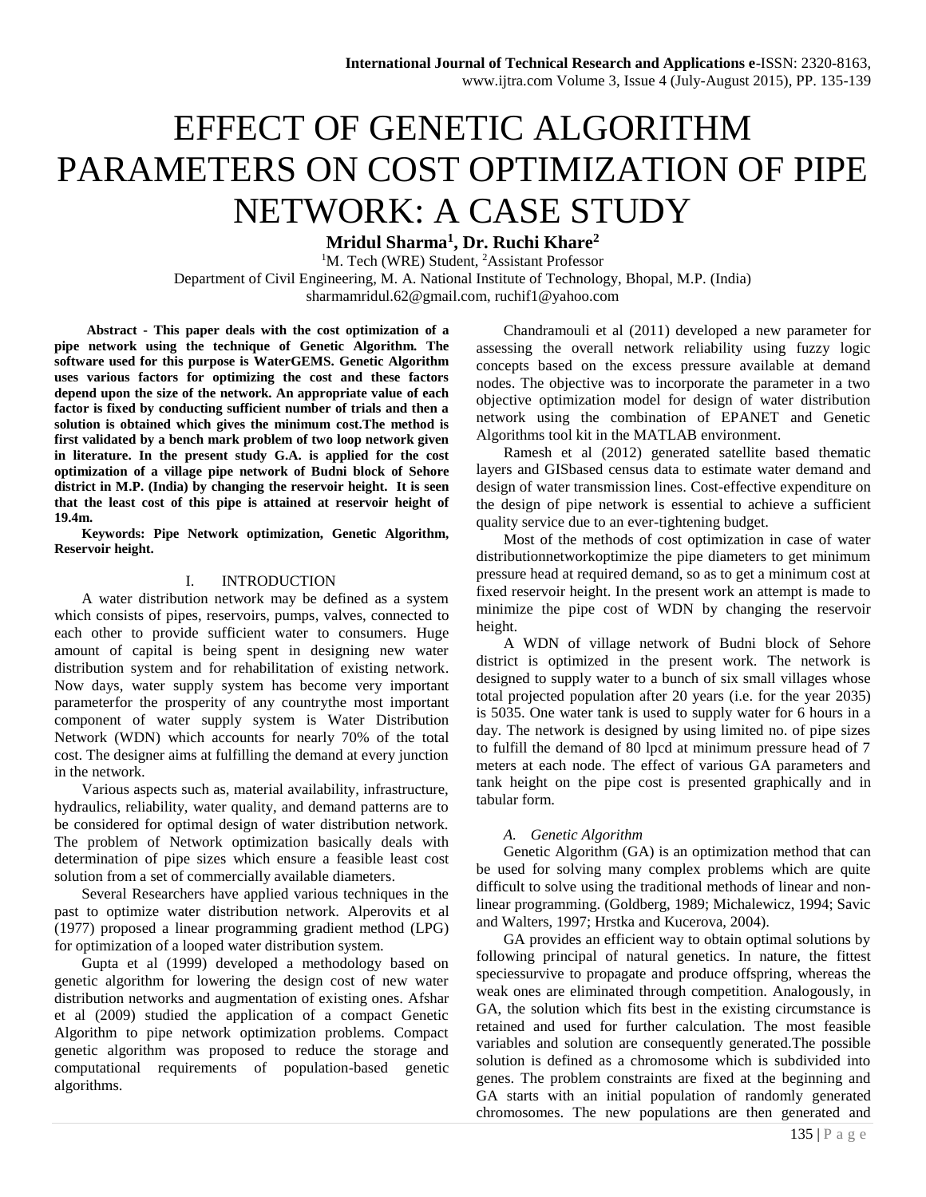# EFFECT OF GENETIC ALGORITHM PARAMETERS ON COST OPTIMIZATION OF PIPE NETWORK: A CASE STUDY

**Mridul Sharma[1], Dr. Ruchi Khare[2]**

[1]M. Tech (WRE) Student, [2]Assistant Professor

Department of Civil Engineering, M. A. National Institute of Technology, Bhopal, M.P. (India)

sharmamridul.62@gmail.com, ruchif1@yahoo.com

**Abstract - This paper deals with the cost optimization of a pipe network using the technique of Genetic Algorithm. The software used for this purpose is WaterGEMS. Genetic Algorithm uses various factors for optimizing the cost and these factors depend upon the size of the network. An appropriate value of each factor is fixed by conducting sufficient number of trials and then a solution is obtained which gives the minimum cost.The method is first validated by a bench mark problem of two loop network given in literature. In the present study G.A. is applied for the cost optimization of a village pipe network of Budni block of Sehore district in M.P. (India) by changing the reservoir height. It is seen that the least cost of this pipe is attained at reservoir height of 19.4m.**

**Keywords: Pipe Network optimization, Genetic Algorithm, Reservoir height.**

## I. INTRODUCTION

A water distribution network may be defined as a system which consists of pipes, reservoirs, pumps, valves, connected to each other to provide sufficient water to consumers. Huge amount of capital is being spent in designing new water distribution system and for rehabilitation of existing network. Now days, water supply system has become very important parameterfor the prosperity of any countrythe most important component of water supply system is Water Distribution Network (WDN) which accounts for nearly 70% of the total cost. The designer aims at fulfilling the demand at every junction in the network.

Various aspects such as, material availability, infrastructure, hydraulics, reliability, water quality, and demand patterns are to be considered for optimal design of water distribution network. The problem of Network optimization basically deals with determination of pipe sizes which ensure a feasible least cost solution from a set of commercially available diameters.

Several Researchers have applied various techniques in the past to optimize water distribution network. Alperovits et al (1977) proposed a linear programming gradient method (LPG) for optimization of a looped water distribution system.

Gupta et al (1999) developed a methodology based on genetic algorithm for lowering the design cost of new water distribution networks and augmentation of existing ones. Afshar et al (2009) studied the application of a compact Genetic Algorithm to pipe network optimization problems. Compact genetic algorithm was proposed to reduce the storage and computational requirements of population-based genetic algorithms.

Chandramouli et al (2011) developed a new parameter for assessing the overall network reliability using fuzzy logic concepts based on the excess pressure available at demand nodes. The objective was to incorporate the parameter in a two objective optimization model for design of water distribution network using the combination of EPANET and Genetic Algorithms tool kit in the MATLAB environment.

Ramesh et al (2012) generated satellite based thematic layers and GISbased census data to estimate water demand and design of water transmission lines. Cost-effective expenditure on the design of pipe network is essential to achieve a sufficient quality service due to an ever-tightening budget.

Most of the methods of cost optimization in case of water distributionnetworkoptimize the pipe diameters to get minimum pressure head at required demand, so as to get a minimum cost at fixed reservoir height. In the present work an attempt is made to minimize the pipe cost of WDN by changing the reservoir height.

A WDN of village network of Budni block of Sehore district is optimized in the present work. The network is designed to supply water to a bunch of six small villages whose total projected population after 20 years (i.e. for the year 2035) is 5035. One water tank is used to supply water for 6 hours in a day. The network is designed by using limited no. of pipe sizes to fulfill the demand of 80 lpcd at minimum pressure head of 7 meters at each node. The effect of various GA parameters and tank height on the pipe cost is presented graphically and in tabular form.

### A. *Genetic Algorithm*

Genetic Algorithm (GA) is an optimization method that can be used for solving many complex problems which are quite difficult to solve using the traditional methods of linear and non-linear programming. (Goldberg, 1989; Michalewicz, 1994; Savic and Walters, 1997; Hrstka and Kucerova, 2004).

GA provides an efficient way to obtain optimal solutions by following principal of natural genetics. In nature, the fittest speciessurvive to propagate and produce offspring, whereas the weak ones are eliminated through competition. Analogously, in GA, the solution which fits best in the existing circumstance is retained and used for further calculation. The most feasible variables and solution are consequently generated.The possible solution is defined as a chromosome which is subdivided into genes. The problem constraints are fixed at the beginning and GA starts with an initial population of randomly generated chromosomes. The new populations are then generated and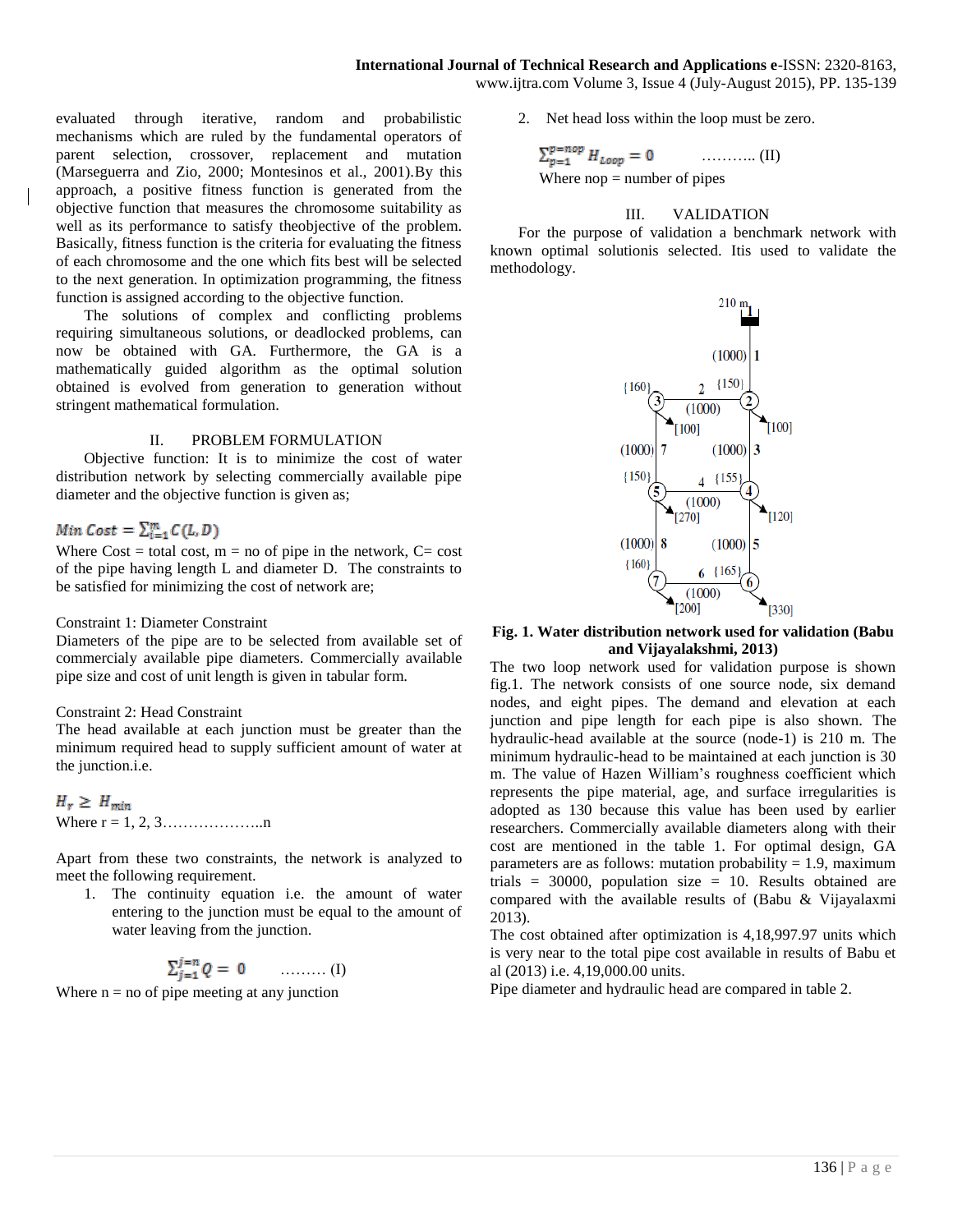evaluated through iterative, random and probabilistic mechanisms which are ruled by the fundamental operators of parent selection, crossover, replacement and mutation (Marseguerra and Zio, 2000; Montesinos et al., 2001).By this approach, a positive fitness function is generated from the objective function that measures the chromosome suitability as well as its performance to satisfy theobjective of the problem. Basically, fitness function is the criteria for evaluating the fitness of each chromosome and the one which fits best will be selected to the next generation. In optimization programming, the fitness function is assigned according to the objective function.

The solutions of complex and conflicting problems requiring simultaneous solutions, or deadlocked problems, can now be obtained with GA. Furthermore, the GA is a mathematically guided algorithm as the optimal solution obtained is evolved from generation to generation without stringent mathematical formulation.

## II. PROBLEM FORMULATION

Objective function: It is to minimize the cost of water distribution network by selecting commercially available pipe diameter and the objective function is given as;

$$Min\ Cost = \sum_{i=1}^{m} C(L, D)$$

Where Cost = total cost, m = no of pipe in the network, C= cost of the pipe having length L and diameter D. The constraints to be satisfied for minimizing the cost of network are;

Constraint 1: Diameter Constraint
Diameters of the pipe are to be selected from available set of commercialy available pipe diameters. Commercially available pipe size and cost of unit length is given in tabular form.

Constraint 2: Head Constraint
The head available at each junction must be greater than the minimum required head to supply sufficient amount of water at the junction.i.e.

$$H_r \geq H_{min}$$

Where r = 1, 2, 3………………..n

Apart from these two constraints, the network is analyzed to meet the following requirement.

1. The continuity equation i.e. the amount of water entering to the junction must be equal to the amount of water leaving from the junction.

$$\sum_{j=1}^{j=n} Q = 0 \quad \text{……… (I)}$$

Where n = no of pipe meeting at any junction

2. Net head loss within the loop must be zero.

$$\sum_{p=1}^{p=nop} H_{Loop} = 0 \quad \text{……….. (II)}$$

Where nop = number of pipes

## III. VALIDATION

For the purpose of validation a benchmark network with known optimal solutionis selected. Itis used to validate the methodology.

**Fig. 1. Water distribution network used for validation (Babu and Vijayalakshmi, 2013)**

The two loop network used for validation purpose is shown fig.1. The network consists of one source node, six demand nodes, and eight pipes. The demand and elevation at each junction and pipe length for each pipe is also shown. The hydraulic-head available at the source (node-1) is 210 m. The minimum hydraulic-head to be maintained at each junction is 30 m. The value of Hazen William's roughness coefficient which represents the pipe material, age, and surface irregularities is adopted as 130 because this value has been used by earlier researchers. Commercially available diameters along with their cost are mentioned in the table 1. For optimal design, GA parameters are as follows: mutation probability = 1.9, maximum trials = 30000, population size = 10. Results obtained are compared with the available results of (Babu & Vijayalaxmi 2013).

The cost obtained after optimization is 4,18,997.97 units which is very near to the total pipe cost available in results of Babu et al (2013) i.e. 4,19,000.00 units.

Pipe diameter and hydraulic head are compared in table 2.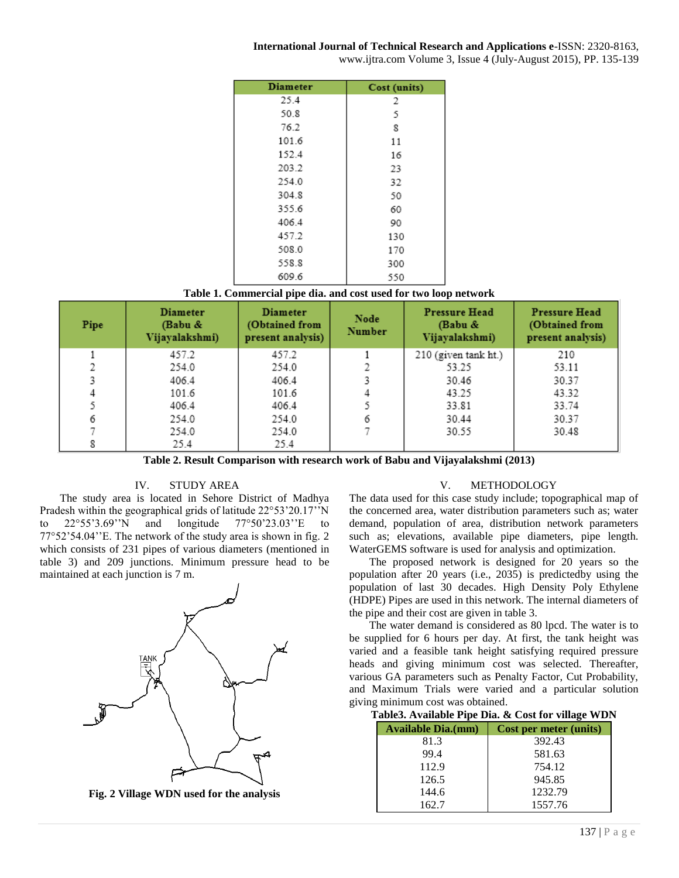| Diameter | Cost (units) |
|---|---|
| 25.4 | 2 |
| 50.8 | 5 |
| 76.2 | 8 |
| 101.6 | 11 |
| 152.4 | 16 |
| 203.2 | 23 |
| 254.0 | 32 |
| 304.8 | 50 |
| 355.6 | 60 |
| 406.4 | 90 |
| 457.2 | 130 |
| 508.0 | 170 |
| 558.8 | 300 |
| 609.6 | 550 |

**Table 1. Commercial pipe dia. and cost used for two loop network**

| Pipe | Diameter (Babu & Vijayalakshmi) | Diameter (Obtained from present analysis) | Node Number | Pressure Head (Babu & Vijayalakshmi) | Pressure Head (Obtained from present analysis) |
|---|---|---|---|---|---|
| 1 | 457.2 | 457.2 | 1 | 210 (given tank ht.) | 210 |
| 2 | 254.0 | 254.0 | 2 | 53.25 | 53.11 |
| 3 | 406.4 | 406.4 | 3 | 30.46 | 30.37 |
| 4 | 101.6 | 101.6 | 4 | 43.25 | 43.32 |
| 5 | 406.4 | 406.4 | 5 | 33.81 | 33.74 |
| 6 | 254.0 | 254.0 | 6 | 30.44 | 30.37 |
| 7 | 254.0 | 254.0 | 7 | 30.55 | 30.48 |
| 8 | 25.4 | 25.4 | | | |

**Table 2. Result Comparison with research work of Babu and Vijayalakshmi (2013)**

## IV. STUDY AREA

The study area is located in Sehore District of Madhya Pradesh within the geographical grids of latitude 22°53'20.17''N to 22°55'3.69''N and longitude 77°50'23.03''E to 77°52'54.04''E. The network of the study area is shown in fig. 2 which consists of 231 pipes of various diameters (mentioned in table 3) and 209 junctions. Minimum pressure head to be maintained at each junction is 7 m.

**Fig. 2 Village WDN used for the analysis**

## V. METHODOLOGY

The data used for this case study include; topographical map of the concerned area, water distribution parameters such as; water demand, population of area, distribution network parameters such as; elevations, available pipe diameters, pipe length. WaterGEMS software is used for analysis and optimization.

The proposed network is designed for 20 years so the population after 20 years (i.e., 2035) is predictedby using the population of last 30 decades. High Density Poly Ethylene (HDPE) Pipes are used in this network. The internal diameters of the pipe and their cost are given in table 3.

The water demand is considered as 80 lpcd. The water is to be supplied for 6 hours per day. At first, the tank height was varied and a feasible tank height satisfying required pressure heads and giving minimum cost was selected. Thereafter, various GA parameters such as Penalty Factor, Cut Probability, and Maximum Trials were varied and a particular solution giving minimum cost was obtained.

**Table3. Available Pipe Dia. & Cost for village WDN**

| Available Dia.(mm) | Cost per meter (units) |
|---|---|
| 81.3 | 392.43 |
| 99.4 | 581.63 |
| 112.9 | 754.12 |
| 126.5 | 945.85 |
| 144.6 | 1232.79 |
| 162.7 | 1557.76 |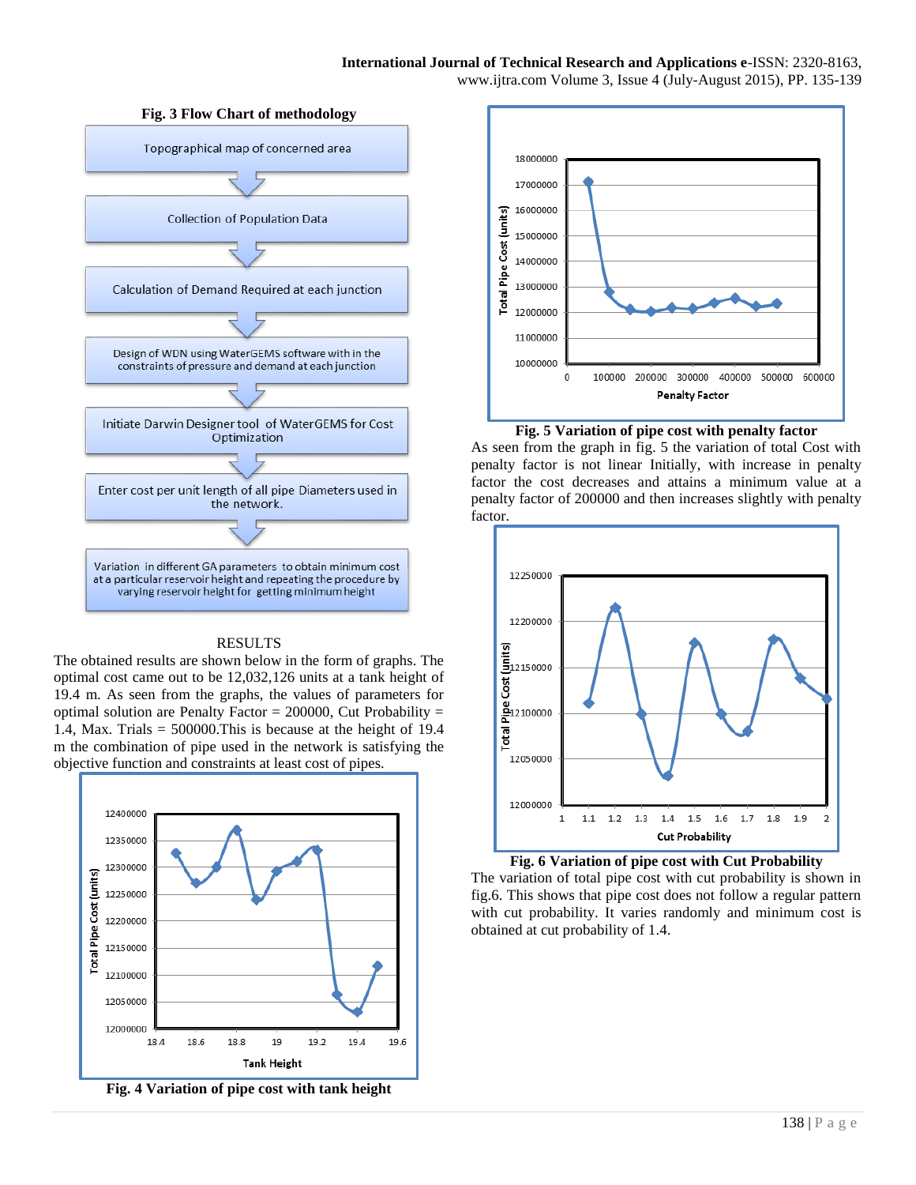**Fig. 3 Flow Chart of methodology**

Topographical map of concerned area

↓

Collection of Population Data

↓

Calculation of Demand Required at each junction

↓

Design of WDN using WaterGEMS software with in the constraints of pressure and demand at each junction

↓

Initiate Darwin Designer tool of WaterGEMS for Cost Optimization

↓

Enter cost per unit length of all pipe Diameters used in the network.

↓

Variation in different GA parameters to obtain minimum cost at a particular reservoir height and repeating the procedure by varying reservoir height for getting minimum height

## RESULTS

The obtained results are shown below in the form of graphs. The optimal cost came out to be 12,032,126 units at a tank height of 19.4 m. As seen from the graphs, the values of parameters for optimal solution are Penalty Factor = 200000, Cut Probability = 1.4, Max. Trials = 500000.This is because at the height of 19.4 m the combination of pipe used in the network is satisfying the objective function and constraints at least cost of pipes.

**Fig. 4 Variation of pipe cost with tank height**

**Fig. 5 Variation of pipe cost with penalty factor**

As seen from the graph in fig. 5 the variation of total Cost with penalty factor is not linear Initially, with increase in penalty factor the cost decreases and attains a minimum value at a penalty factor of 200000 and then increases slightly with penalty factor.

**Fig. 6 Variation of pipe cost with Cut Probability**

The variation of total pipe cost with cut probability is shown in fig.6. This shows that pipe cost does not follow a regular pattern with cut probability. It varies randomly and minimum cost is obtained at cut probability of 1.4.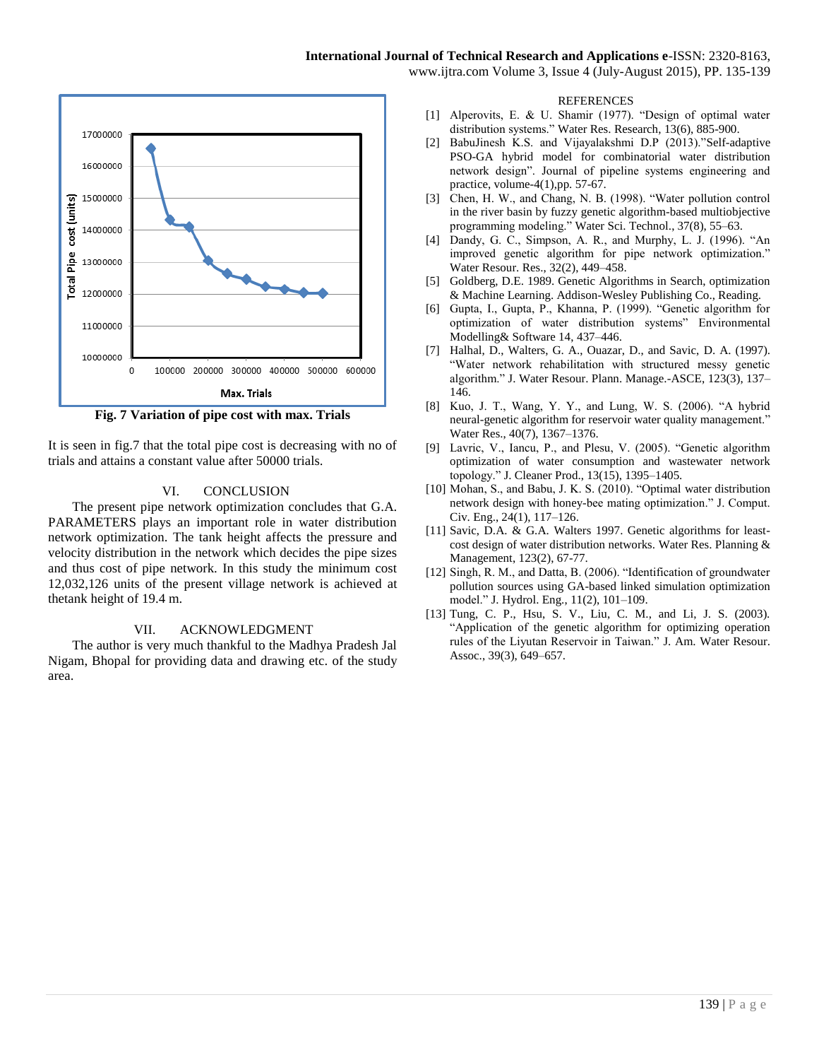17000000
16000000
15000000
14000000
13000000
12000000
11000000
10000000

0 100000 200000 300000 400000 500000 600000

Total Pipe cost (units)

Max. Trials

**Fig. 7 Variation of pipe cost with max. Trials**

It is seen in fig.7 that the total pipe cost is decreasing with no of trials and attains a constant value after 50000 trials.

## VI. CONCLUSION

The present pipe network optimization concludes that G.A. PARAMETERS plays an important role in water distribution network optimization. The tank height affects the pressure and velocity distribution in the network which decides the pipe sizes and thus cost of pipe network. In this study the minimum cost 12,032,126 units of the present village network is achieved at thetank height of 19.4 m.

## VII. ACKNOWLEDGMENT

The author is very much thankful to the Madhya Pradesh Jal Nigam, Bhopal for providing data and drawing etc. of the study area.

## REFERENCES

[1] Alperovits, E. & U. Shamir (1977). “Design of optimal water distribution systems.” Water Res. Research, 13(6), 885-900.

[2] BabuJinesh K.S. and Vijayalakshmi D.P (2013).”Self-adaptive PSO-GA hybrid model for combinatorial water distribution network design”. Journal of pipeline systems engineering and practice, volume-4(1),pp. 57-67.

[3] Chen, H. W., and Chang, N. B. (1998). “Water pollution control in the river basin by fuzzy genetic algorithm-based multiobjective programming modeling.” Water Sci. Technol., 37(8), 55–63.

[4] Dandy, G. C., Simpson, A. R., and Murphy, L. J. (1996). “An improved genetic algorithm for pipe network optimization.” Water Resour. Res., 32(2), 449–458.

[5] Goldberg, D.E. 1989. Genetic Algorithms in Search, optimization & Machine Learning. Addison-Wesley Publishing Co., Reading.

[6] Gupta, I., Gupta, P., Khanna, P. (1999). “Genetic algorithm for optimization of water distribution systems” Environmental Modelling& Software 14, 437–446.

[7] Halhal, D., Walters, G. A., Ouazar, D., and Savic, D. A. (1997). “Water network rehabilitation with structured messy genetic algorithm.” J. Water Resour. Plann. Manage.-ASCE, 123(3), 137–146.

[8] Kuo, J. T., Wang, Y. Y., and Lung, W. S. (2006). “A hybrid neural-genetic algorithm for reservoir water quality management.” Water Res., 40(7), 1367–1376.

[9] Lavric, V., Iancu, P., and Plesu, V. (2005). “Genetic algorithm optimization of water consumption and wastewater network topology.” J. Cleaner Prod., 13(15), 1395–1405.

[10] Mohan, S., and Babu, J. K. S. (2010). “Optimal water distribution network design with honey-bee mating optimization.” J. Comput. Civ. Eng., 24(1), 117–126.

[11] Savic, D.A. & G.A. Walters 1997. Genetic algorithms for least-cost design of water distribution networks. Water Res. Planning & Management, 123(2), 67-77.

[12] Singh, R. M., and Datta, B. (2006). “Identification of groundwater pollution sources using GA-based linked simulation optimization model.” J. Hydrol. Eng., 11(2), 101–109.

[13] Tung, C. P., Hsu, S. V., Liu, C. M., and Li, J. S. (2003). “Application of the genetic algorithm for optimizing operation rules of the Liyutan Reservoir in Taiwan.” J. Am. Water Resour. Assoc., 39(3), 649–657.